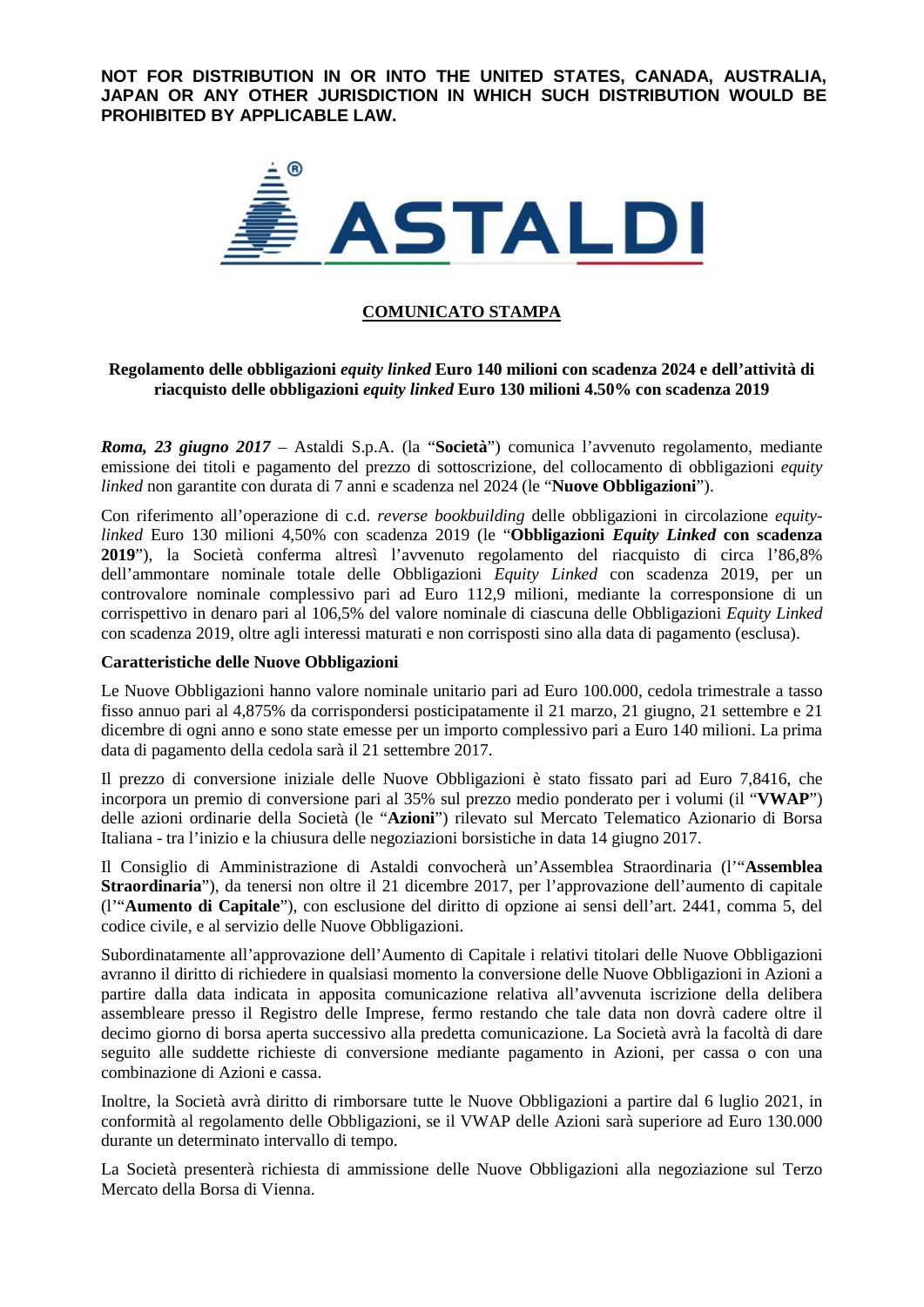**NOT FOR DISTRIBUTION IN OR INTO THE UNITED STATES, CANADA, AUSTRALIA, JAPAN OR ANY OTHER JURISDICTION IN WHICH SUCH DISTRIBUTION WOULD BE PROHIBITED BY APPLICABLE LAW.**

ASTALDI

# COMUNICATO STAMPA

## Regolamento delle obbligazioni *equity linked* Euro 140 milioni con scadenza 2024 e dell'attività di riacquisto delle obbligazioni *equity linked* Euro 130 milioni 4.50% con scadenza 2019

***Roma, 23 giugno 2017*** – Astaldi S.p.A. (la "**Società**") comunica l'avvenuto regolamento, mediante emissione dei titoli e pagamento del prezzo di sottoscrizione, del collocamento di obbligazioni *equity linked* non garantite con durata di 7 anni e scadenza nel 2024 (le "**Nuove Obbligazioni**").

Con riferimento all'operazione di c.d. *reverse bookbuilding* delle obbligazioni in circolazione *equity-linked* Euro 130 milioni 4,50% con scadenza 2019 (le "**Obbligazioni *Equity Linked* con scadenza 2019**"), la Società conferma altresì l'avvenuto regolamento del riacquisto di circa l'86,8% dell'ammontare nominale totale delle Obbligazioni *Equity Linked* con scadenza 2019, per un controvalore nominale complessivo pari ad Euro 112,9 milioni, mediante la corresponsione di un corrispettivo in denaro pari al 106,5% del valore nominale di ciascuna delle Obbligazioni *Equity Linked* con scadenza 2019, oltre agli interessi maturati e non corrisposti sino alla data di pagamento (esclusa).

**Caratteristiche delle Nuove Obbligazioni**

Le Nuove Obbligazioni hanno valore nominale unitario pari ad Euro 100.000, cedola trimestrale a tasso fisso annuo pari al 4,875% da corrispondersi posticipatamente il 21 marzo, 21 giugno, 21 settembre e 21 dicembre di ogni anno e sono state emesse per un importo complessivo pari a Euro 140 milioni. La prima data di pagamento della cedola sarà il 21 settembre 2017.

Il prezzo di conversione iniziale delle Nuove Obbligazioni è stato fissato pari ad Euro 7,8416, che incorpora un premio di conversione pari al 35% sul prezzo medio ponderato per i volumi (il "**VWAP**") delle azioni ordinarie della Società (le "**Azioni**") rilevato sul Mercato Telematico Azionario di Borsa Italiana - tra l'inizio e la chiusura delle negoziazioni borsistiche in data 14 giugno 2017.

Il Consiglio di Amministrazione di Astaldi convocherà un'Assemblea Straordinaria (l'"**Assemblea Straordinaria**"), da tenersi non oltre il 21 dicembre 2017, per l'approvazione dell'aumento di capitale (l'"**Aumento di Capitale**"), con esclusione del diritto di opzione ai sensi dell'art. 2441, comma 5, del codice civile, e al servizio delle Nuove Obbligazioni.

Subordinatamente all'approvazione dell'Aumento di Capitale i relativi titolari delle Nuove Obbligazioni avranno il diritto di richiedere in qualsiasi momento la conversione delle Nuove Obbligazioni in Azioni a partire dalla data indicata in apposita comunicazione relativa all'avvenuta iscrizione della delibera assembleare presso il Registro delle Imprese, fermo restando che tale data non dovrà cadere oltre il decimo giorno di borsa aperta successivo alla predetta comunicazione. La Società avrà la facoltà di dare seguito alle suddette richieste di conversione mediante pagamento in Azioni, per cassa o con una combinazione di Azioni e cassa.

Inoltre, la Società avrà diritto di rimborsare tutte le Nuove Obbligazioni a partire dal 6 luglio 2021, in conformità al regolamento delle Obbligazioni, se il VWAP delle Azioni sarà superiore ad Euro 130.000 durante un determinato intervallo di tempo.

La Società presenterà richiesta di ammissione delle Nuove Obbligazioni alla negoziazione sul Terzo Mercato della Borsa di Vienna.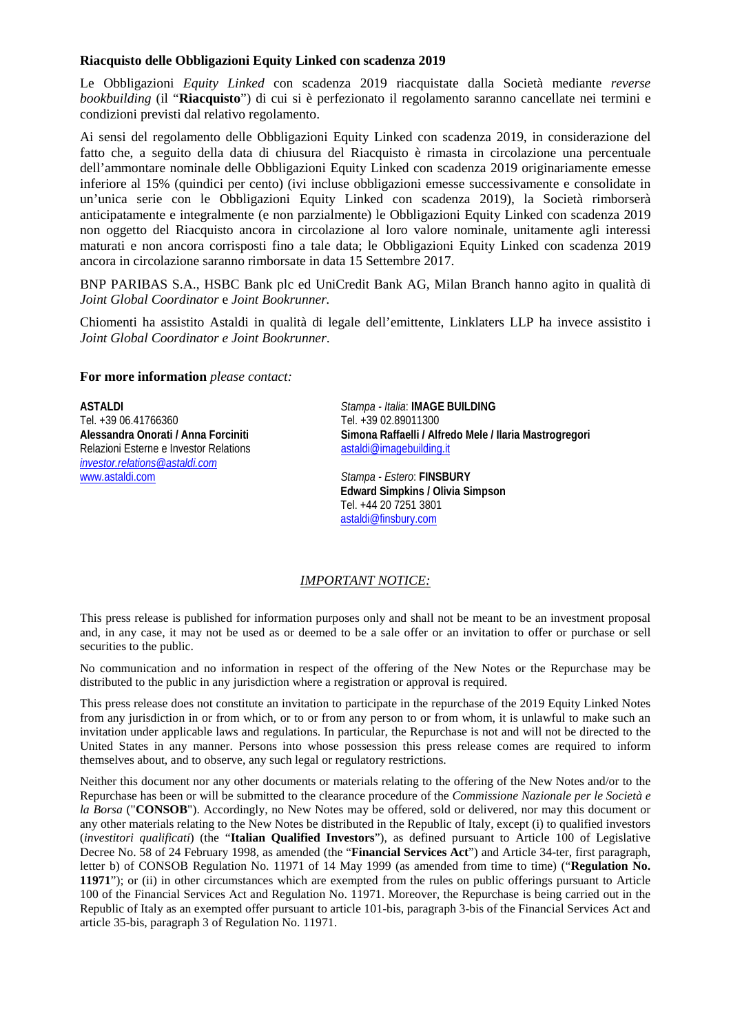**Riacquisto delle Obbligazioni Equity Linked con scadenza 2019**

Le Obbligazioni *Equity Linked* con scadenza 2019 riacquistate dalla Società mediante *reverse bookbuilding* (il "**Riacquisto**") di cui si è perfezionato il regolamento saranno cancellate nei termini e condizioni previsti dal relativo regolamento.

Ai sensi del regolamento delle Obbligazioni Equity Linked con scadenza 2019, in considerazione del fatto che, a seguito della data di chiusura del Riacquisto è rimasta in circolazione una percentuale dell'ammontare nominale delle Obbligazioni Equity Linked con scadenza 2019 originariamente emesse inferiore al 15% (quindici per cento) (ivi incluse obbligazioni emesse successivamente e consolidate in un'unica serie con le Obbligazioni Equity Linked con scadenza 2019), la Società rimborserà anticipatamente e integralmente (e non parzialmente) le Obbligazioni Equity Linked con scadenza 2019 non oggetto del Riacquisto ancora in circolazione al loro valore nominale, unitamente agli interessi maturati e non ancora corrisposti fino a tale data; le Obbligazioni Equity Linked con scadenza 2019 ancora in circolazione saranno rimborsate in data 15 Settembre 2017.

BNP PARIBAS S.A., HSBC Bank plc ed UniCredit Bank AG, Milan Branch hanno agito in qualità di *Joint Global Coordinator* e *Joint Bookrunner.*

Chiomenti ha assistito Astaldi in qualità di legale dell'emittente, Linklaters LLP ha invece assistito i *Joint Global Coordinator e Joint Bookrunner*.

**For more information** *please contact:*

**ASTALDI**
Tel. +39 06.41766360
**Alessandra Onorati / Anna Forciniti**
Relazioni Esterne e Investor Relations
*investor.relations@astaldi.com*
www.astaldi.com

*Stampa - Italia*: **IMAGE BUILDING**
Tel. +39 02.89011300
**Simona Raffaelli / Alfredo Mele / Ilaria Mastrogregori**
astaldi@imagebuilding.it

*Stampa - Estero*: **FINSBURY**
**Edward Simpkins / Olivia Simpson**
Tel. +44 20 7251 3801
astaldi@finsbury.com

*IMPORTANT NOTICE:*

This press release is published for information purposes only and shall not be meant to be an investment proposal and, in any case, it may not be used as or deemed to be a sale offer or an invitation to offer or purchase or sell securities to the public.

No communication and no information in respect of the offering of the New Notes or the Repurchase may be distributed to the public in any jurisdiction where a registration or approval is required.

This press release does not constitute an invitation to participate in the repurchase of the 2019 Equity Linked Notes from any jurisdiction in or from which, or to or from any person to or from whom, it is unlawful to make such an invitation under applicable laws and regulations. In particular, the Repurchase is not and will not be directed to the United States in any manner. Persons into whose possession this press release comes are required to inform themselves about, and to observe, any such legal or regulatory restrictions.

Neither this document nor any other documents or materials relating to the offering of the New Notes and/or to the Repurchase has been or will be submitted to the clearance procedure of the *Commissione Nazionale per le Società e la Borsa* ("**CONSOB**"). Accordingly, no New Notes may be offered, sold or delivered, nor may this document or any other materials relating to the New Notes be distributed in the Republic of Italy, except (i) to qualified investors (*investitori qualificati*) (the "**Italian Qualified Investors**"), as defined pursuant to Article 100 of Legislative Decree No. 58 of 24 February 1998, as amended (the "**Financial Services Act**") and Article 34-ter, first paragraph, letter b) of CONSOB Regulation No. 11971 of 14 May 1999 (as amended from time to time) ("**Regulation No. 11971**"); or (ii) in other circumstances which are exempted from the rules on public offerings pursuant to Article 100 of the Financial Services Act and Regulation No. 11971. Moreover, the Repurchase is being carried out in the Republic of Italy as an exempted offer pursuant to article 101-bis, paragraph 3-bis of the Financial Services Act and article 35-bis, paragraph 3 of Regulation No. 11971.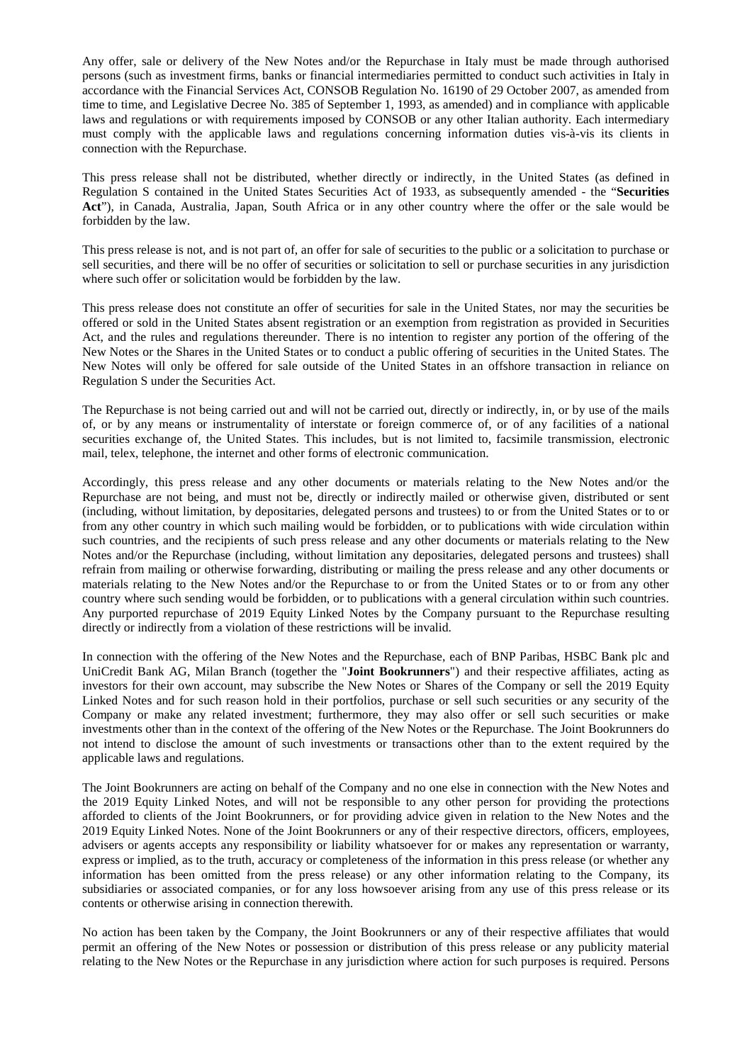Any offer, sale or delivery of the New Notes and/or the Repurchase in Italy must be made through authorised persons (such as investment firms, banks or financial intermediaries permitted to conduct such activities in Italy in accordance with the Financial Services Act, CONSOB Regulation No. 16190 of 29 October 2007, as amended from time to time, and Legislative Decree No. 385 of September 1, 1993, as amended) and in compliance with applicable laws and regulations or with requirements imposed by CONSOB or any other Italian authority. Each intermediary must comply with the applicable laws and regulations concerning information duties vis-à-vis its clients in connection with the Repurchase.

This press release shall not be distributed, whether directly or indirectly, in the United States (as defined in Regulation S contained in the United States Securities Act of 1933, as subsequently amended - the "**Securities Act**"), in Canada, Australia, Japan, South Africa or in any other country where the offer or the sale would be forbidden by the law.

This press release is not, and is not part of, an offer for sale of securities to the public or a solicitation to purchase or sell securities, and there will be no offer of securities or solicitation to sell or purchase securities in any jurisdiction where such offer or solicitation would be forbidden by the law.

This press release does not constitute an offer of securities for sale in the United States, nor may the securities be offered or sold in the United States absent registration or an exemption from registration as provided in Securities Act, and the rules and regulations thereunder. There is no intention to register any portion of the offering of the New Notes or the Shares in the United States or to conduct a public offering of securities in the United States. The New Notes will only be offered for sale outside of the United States in an offshore transaction in reliance on Regulation S under the Securities Act.

The Repurchase is not being carried out and will not be carried out, directly or indirectly, in, or by use of the mails of, or by any means or instrumentality of interstate or foreign commerce of, or of any facilities of a national securities exchange of, the United States. This includes, but is not limited to, facsimile transmission, electronic mail, telex, telephone, the internet and other forms of electronic communication.

Accordingly, this press release and any other documents or materials relating to the New Notes and/or the Repurchase are not being, and must not be, directly or indirectly mailed or otherwise given, distributed or sent (including, without limitation, by depositaries, delegated persons and trustees) to or from the United States or to or from any other country in which such mailing would be forbidden, or to publications with wide circulation within such countries, and the recipients of such press release and any other documents or materials relating to the New Notes and/or the Repurchase (including, without limitation any depositaries, delegated persons and trustees) shall refrain from mailing or otherwise forwarding, distributing or mailing the press release and any other documents or materials relating to the New Notes and/or the Repurchase to or from the United States or to or from any other country where such sending would be forbidden, or to publications with a general circulation within such countries. Any purported repurchase of 2019 Equity Linked Notes by the Company pursuant to the Repurchase resulting directly or indirectly from a violation of these restrictions will be invalid.

In connection with the offering of the New Notes and the Repurchase, each of BNP Paribas, HSBC Bank plc and UniCredit Bank AG, Milan Branch (together the "**Joint Bookrunners**") and their respective affiliates, acting as investors for their own account, may subscribe the New Notes or Shares of the Company or sell the 2019 Equity Linked Notes and for such reason hold in their portfolios, purchase or sell such securities or any security of the Company or make any related investment; furthermore, they may also offer or sell such securities or make investments other than in the context of the offering of the New Notes or the Repurchase. The Joint Bookrunners do not intend to disclose the amount of such investments or transactions other than to the extent required by the applicable laws and regulations.

The Joint Bookrunners are acting on behalf of the Company and no one else in connection with the New Notes and the 2019 Equity Linked Notes, and will not be responsible to any other person for providing the protections afforded to clients of the Joint Bookrunners, or for providing advice given in relation to the New Notes and the 2019 Equity Linked Notes. None of the Joint Bookrunners or any of their respective directors, officers, employees, advisers or agents accepts any responsibility or liability whatsoever for or makes any representation or warranty, express or implied, as to the truth, accuracy or completeness of the information in this press release (or whether any information has been omitted from the press release) or any other information relating to the Company, its subsidiaries or associated companies, or for any loss howsoever arising from any use of this press release or its contents or otherwise arising in connection therewith.

No action has been taken by the Company, the Joint Bookrunners or any of their respective affiliates that would permit an offering of the New Notes or possession or distribution of this press release or any publicity material relating to the New Notes or the Repurchase in any jurisdiction where action for such purposes is required. Persons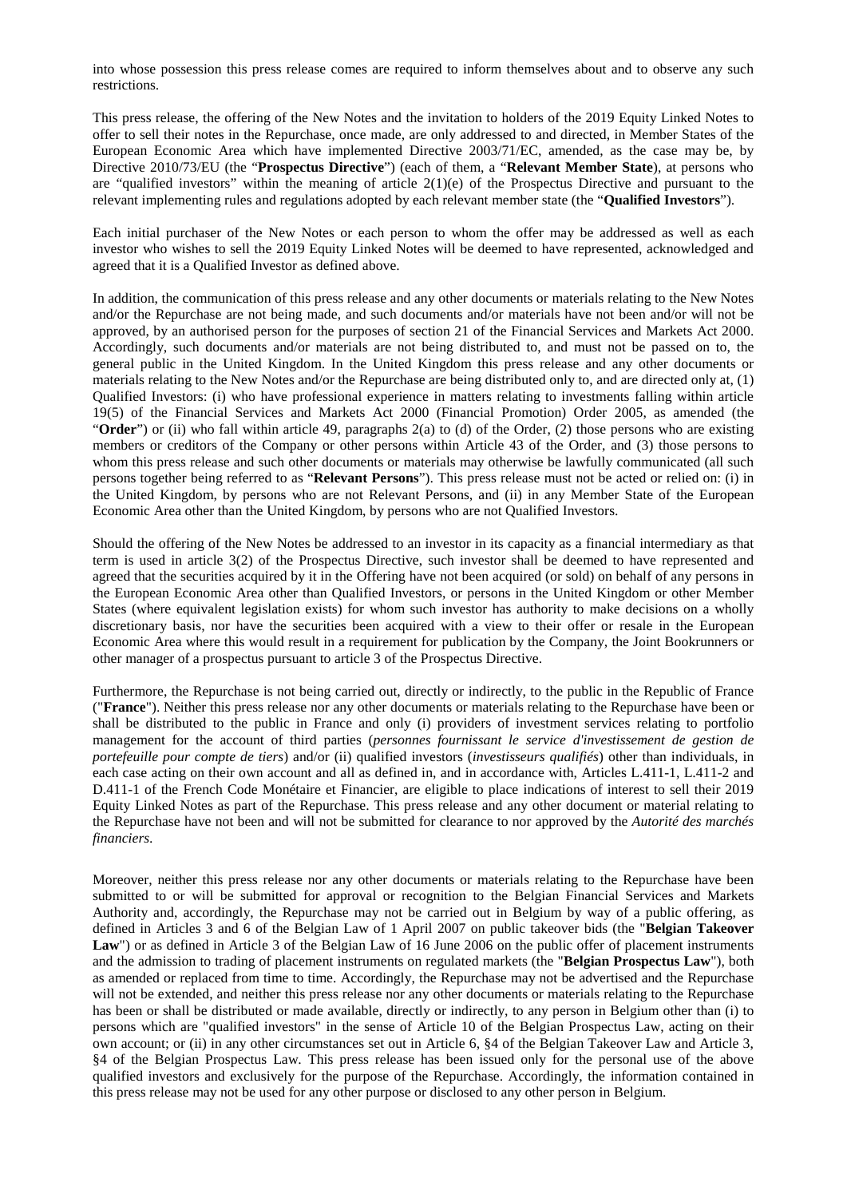into whose possession this press release comes are required to inform themselves about and to observe any such restrictions.

This press release, the offering of the New Notes and the invitation to holders of the 2019 Equity Linked Notes to offer to sell their notes in the Repurchase, once made, are only addressed to and directed, in Member States of the European Economic Area which have implemented Directive 2003/71/EC, amended, as the case may be, by Directive 2010/73/EU (the "**Prospectus Directive**") (each of them, a "**Relevant Member State**), at persons who are "qualified investors" within the meaning of article 2(1)(e) of the Prospectus Directive and pursuant to the relevant implementing rules and regulations adopted by each relevant member state (the "**Qualified Investors**").

Each initial purchaser of the New Notes or each person to whom the offer may be addressed as well as each investor who wishes to sell the 2019 Equity Linked Notes will be deemed to have represented, acknowledged and agreed that it is a Qualified Investor as defined above.

In addition, the communication of this press release and any other documents or materials relating to the New Notes and/or the Repurchase are not being made, and such documents and/or materials have not been and/or will not be approved, by an authorised person for the purposes of section 21 of the Financial Services and Markets Act 2000. Accordingly, such documents and/or materials are not being distributed to, and must not be passed on to, the general public in the United Kingdom. In the United Kingdom this press release and any other documents or materials relating to the New Notes and/or the Repurchase are being distributed only to, and are directed only at, (1) Qualified Investors: (i) who have professional experience in matters relating to investments falling within article 19(5) of the Financial Services and Markets Act 2000 (Financial Promotion) Order 2005, as amended (the "**Order**") or (ii) who fall within article 49, paragraphs 2(a) to (d) of the Order, (2) those persons who are existing members or creditors of the Company or other persons within Article 43 of the Order, and (3) those persons to whom this press release and such other documents or materials may otherwise be lawfully communicated (all such persons together being referred to as "**Relevant Persons**"). This press release must not be acted or relied on: (i) in the United Kingdom, by persons who are not Relevant Persons, and (ii) in any Member State of the European Economic Area other than the United Kingdom, by persons who are not Qualified Investors.

Should the offering of the New Notes be addressed to an investor in its capacity as a financial intermediary as that term is used in article 3(2) of the Prospectus Directive, such investor shall be deemed to have represented and agreed that the securities acquired by it in the Offering have not been acquired (or sold) on behalf of any persons in the European Economic Area other than Qualified Investors, or persons in the United Kingdom or other Member States (where equivalent legislation exists) for whom such investor has authority to make decisions on a wholly discretionary basis, nor have the securities been acquired with a view to their offer or resale in the European Economic Area where this would result in a requirement for publication by the Company, the Joint Bookrunners or other manager of a prospectus pursuant to article 3 of the Prospectus Directive.

Furthermore, the Repurchase is not being carried out, directly or indirectly, to the public in the Republic of France ("**France**"). Neither this press release nor any other documents or materials relating to the Repurchase have been or shall be distributed to the public in France and only (i) providers of investment services relating to portfolio management for the account of third parties (*personnes fournissant le service d'investissement de gestion de portefeuille pour compte de tiers*) and/or (ii) qualified investors (*investisseurs qualifiés*) other than individuals, in each case acting on their own account and all as defined in, and in accordance with, Articles L.411-1, L.411-2 and D.411-1 of the French Code Monétaire et Financier, are eligible to place indications of interest to sell their 2019 Equity Linked Notes as part of the Repurchase. This press release and any other document or material relating to the Repurchase have not been and will not be submitted for clearance to nor approved by the *Autorité des marchés financiers*.

Moreover, neither this press release nor any other documents or materials relating to the Repurchase have been submitted to or will be submitted for approval or recognition to the Belgian Financial Services and Markets Authority and, accordingly, the Repurchase may not be carried out in Belgium by way of a public offering, as defined in Articles 3 and 6 of the Belgian Law of 1 April 2007 on public takeover bids (the "**Belgian Takeover Law**") or as defined in Article 3 of the Belgian Law of 16 June 2006 on the public offer of placement instruments and the admission to trading of placement instruments on regulated markets (the "**Belgian Prospectus Law**"), both as amended or replaced from time to time. Accordingly, the Repurchase may not be advertised and the Repurchase will not be extended, and neither this press release nor any other documents or materials relating to the Repurchase has been or shall be distributed or made available, directly or indirectly, to any person in Belgium other than (i) to persons which are "qualified investors" in the sense of Article 10 of the Belgian Prospectus Law, acting on their own account; or (ii) in any other circumstances set out in Article 6, §4 of the Belgian Takeover Law and Article 3, §4 of the Belgian Prospectus Law. This press release has been issued only for the personal use of the above qualified investors and exclusively for the purpose of the Repurchase. Accordingly, the information contained in this press release may not be used for any other purpose or disclosed to any other person in Belgium.